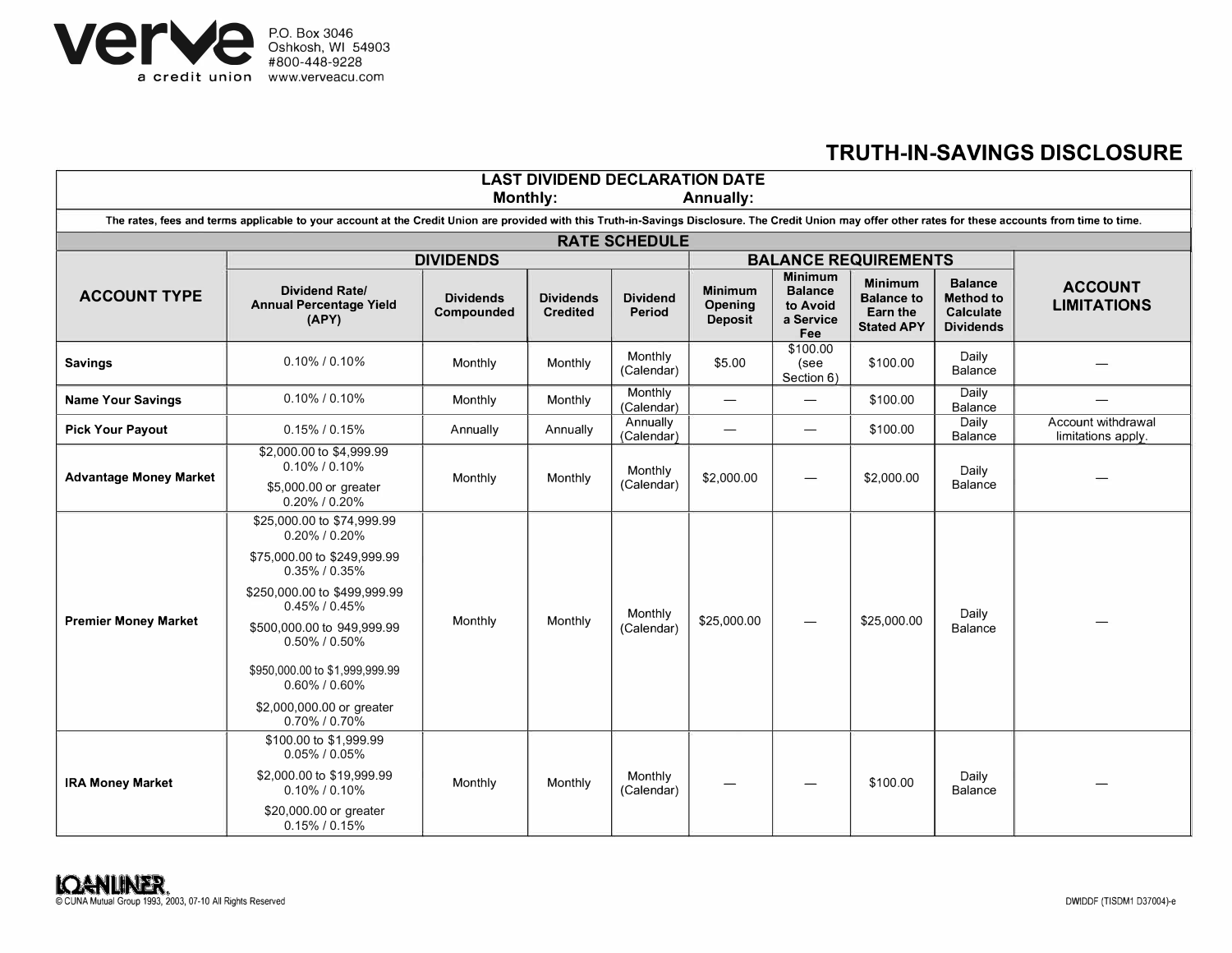verve
a credit union

P.O. Box 3046
Oshkosh, WI 54903
#800-448-9228
www.verveacu.com

# TRUTH-IN-SAVINGS DISCLOSURE

**LAST DIVIDEND DECLARATION DATE**
**Monthly:** **Annually:**

The rates, fees and terms applicable to your account at the Credit Union are provided with this Truth-in-Savings Disclosure. The Credit Union may offer other rates for these accounts from time to time.

## RATE SCHEDULE

| ACCOUNT TYPE | DIVIDENDS | | | | BALANCE REQUIREMENTS | | | | ACCOUNT LIMITATIONS |
|---|---|---|---|---|---|---|---|---|---|
| | Dividend Rate/ Annual Percentage Yield (APY) | Dividends Compounded | Dividends Credited | Dividend Period | Minimum Opening Deposit | Minimum Balance to Avoid a Service Fee | Minimum Balance to Earn the Stated APY | Balance Method to Calculate Dividends | |
| **Savings** | 0.10% / 0.10% | Monthly | Monthly | Monthly (Calendar) | $5.00 | $100.00 (see Section 6) | $100.00 | Daily Balance | — |
| **Name Your Savings** | 0.10% / 0.10% | Monthly | Monthly | Monthly (Calendar) | — | — | $100.00 | Daily Balance | — |
| **Pick Your Payout** | 0.15% / 0.15% | Annually | Annually | Annually (Calendar) | — | — | $100.00 | Daily Balance | Account withdrawal limitations apply. |
| **Advantage Money Market** | $2,000.00 to $4,999.99<br>0.10% / 0.10%<br>$5,000.00 or greater<br>0.20% / 0.20% | Monthly | Monthly | Monthly (Calendar) | $2,000.00 | — | $2,000.00 | Daily Balance | — |
| **Premier Money Market** | $25,000.00 to $74,999.99<br>0.20% / 0.20%<br>$75,000.00 to $249,999.99<br>0.35% / 0.35%<br>$250,000.00 to $499,999.99<br>0.45% / 0.45%<br>$500,000.00 to 949,999.99<br>0.50% / 0.50%<br>$950,000.00 to $1,999,999.99<br>0.60% / 0.60%<br>$2,000,000.00 or greater<br>0.70% / 0.70% | Monthly | Monthly | Monthly (Calendar) | $25,000.00 | — | $25,000.00 | Daily Balance | — |
| **IRA Money Market** | $100.00 to $1,999.99<br>0.05% / 0.05%<br>$2,000.00 to $19,999.99<br>0.10% / 0.10%<br>$20,000.00 or greater<br>0.15% / 0.15% | Monthly | Monthly | Monthly (Calendar) | — | — | $100.00 | Daily Balance | — |

LOANLINER.
© CUNA Mutual Group 1993, 2003, 07-10 All Rights Reserved

DWIDDF (TISDM1 D37004)-e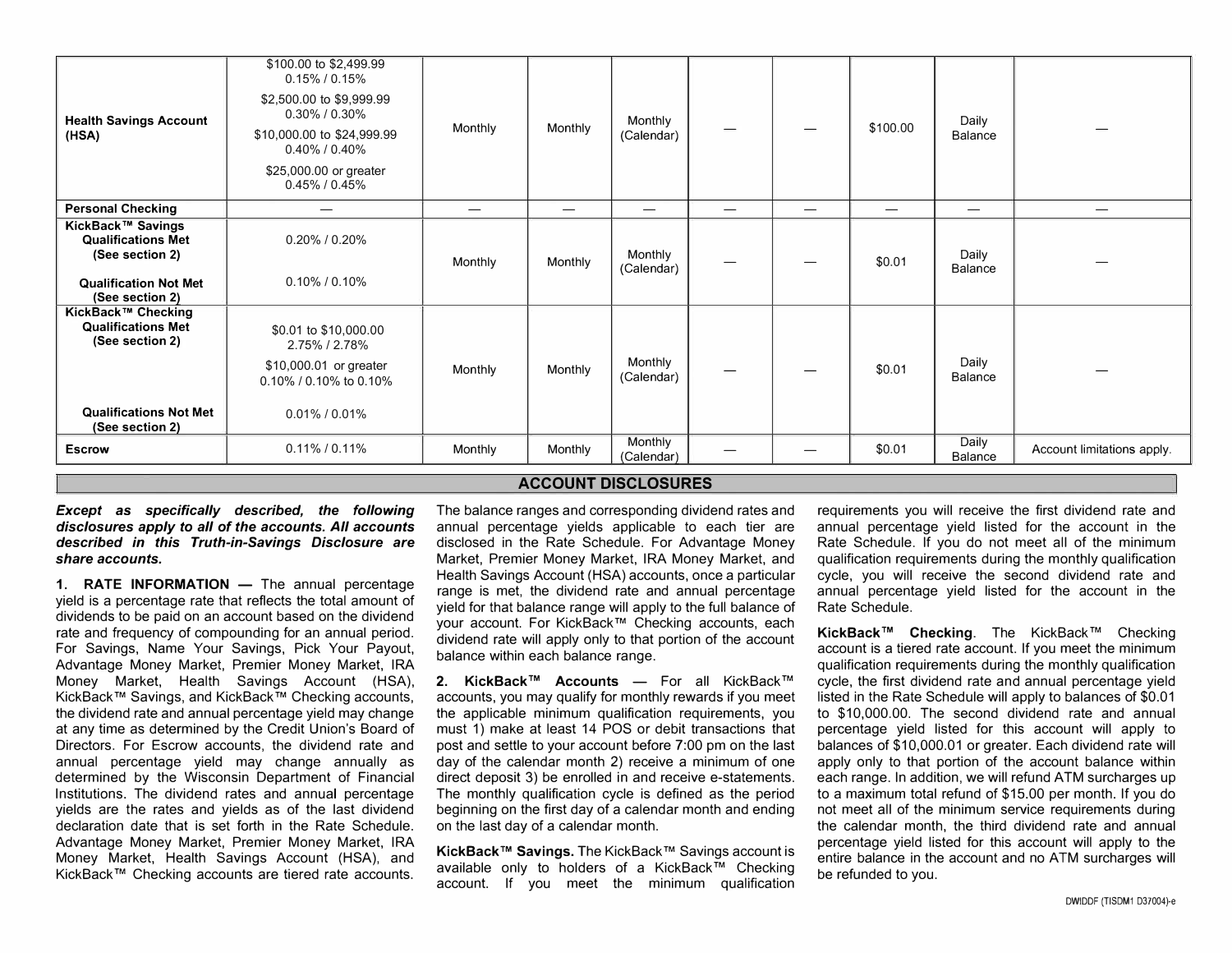| | | | | | | | | | |
|---|---|---|---|---|---|---|---|---|---|
| **Health Savings Account (HSA)** | $100.00 to $2,499.99<br>0.15% / 0.15%<br>$2,500.00 to $9,999.99<br>0.30% / 0.30%<br>$10,000.00 to $24,999.99<br>0.40% / 0.40%<br>$25,000.00 or greater<br>0.45% / 0.45% | Monthly | Monthly | Monthly (Calendar) | — | — | $100.00 | Daily Balance | — |
| **Personal Checking** | — | — | — | — | — | — | — | — | — |
| **KickBack™ Savings**<br>**Qualifications Met (See section 2)**<br>**Qualification Not Met (See section 2)** | 0.20% / 0.20%<br>0.10% / 0.10% | Monthly | Monthly | Monthly (Calendar) | — | — | $0.01 | Daily Balance | — |
| **KickBack™ Checking**<br>**Qualifications Met (See section 2)**<br>**Qualifications Not Met (See section 2)** | $0.01 to $10,000.00<br>2.75% / 2.78%<br>$10,000.01 or greater<br>0.10% / 0.10% to 0.10%<br>0.01% / 0.01% | Monthly | Monthly | Monthly (Calendar) | — | — | $0.01 | Daily Balance | — |
| **Escrow** | 0.11% / 0.11% | Monthly | Monthly | Monthly (Calendar) | — | — | $0.01 | Daily Balance | Account limitations apply. |

## ACCOUNT DISCLOSURES

***Except as specifically described, the following disclosures apply to all of the accounts. All accounts described in this Truth-in-Savings Disclosure are share accounts.***

**1. RATE INFORMATION —** The annual percentage yield is a percentage rate that reflects the total amount of dividends to be paid on an account based on the dividend rate and frequency of compounding for an annual period. For Savings, Name Your Savings, Pick Your Payout, Advantage Money Market, Premier Money Market, IRA Money Market, Health Savings Account (HSA), KickBack™ Savings, and KickBack™ Checking accounts, the dividend rate and annual percentage yield may change at any time as determined by the Credit Union's Board of Directors. For Escrow accounts, the dividend rate and annual percentage yield may change annually as determined by the Wisconsin Department of Financial Institutions. The dividend rates and annual percentage yields are the rates and yields as of the last dividend declaration date that is set forth in the Rate Schedule. Advantage Money Market, Premier Money Market, IRA Money Market, Health Savings Account (HSA), and KickBack™ Checking accounts are tiered rate accounts. The balance ranges and corresponding dividend rates and annual percentage yields applicable to each tier are disclosed in the Rate Schedule. For Advantage Money Market, Premier Money Market, IRA Money Market, and Health Savings Account (HSA) accounts, once a particular range is met, the dividend rate and annual percentage yield for that balance range will apply to the full balance of your account. For KickBack™ Checking accounts, each dividend rate will apply only to that portion of the account balance within each balance range.

**2. KickBack™ Accounts —** For all KickBack™ accounts, you may qualify for monthly rewards if you meet the applicable minimum qualification requirements, you must 1) make at least 14 POS or debit transactions that post and settle to your account before 7:00 pm on the last day of the calendar month 2) receive a minimum of one direct deposit 3) be enrolled in and receive e-statements. The monthly qualification cycle is defined as the period beginning on the first day of a calendar month and ending on the last day of a calendar month.

**KickBack™ Savings.** The KickBack™ Savings account is available only to holders of a KickBack™ Checking account. If you meet the minimum qualification requirements you will receive the first dividend rate and annual percentage yield listed for the account in the Rate Schedule. If you do not meet all of the minimum qualification requirements during the monthly qualification cycle, you will receive the second dividend rate and annual percentage yield listed for the account in the Rate Schedule.

**KickBack™ Checking**. The KickBack™ Checking account is a tiered rate account. If you meet the minimum qualification requirements during the monthly qualification cycle, the first dividend rate and annual percentage yield listed in the Rate Schedule will apply to balances of $0.01 to $10,000.00. The second dividend rate and annual percentage yield listed for this account will apply to balances of $10,000.01 or greater. Each dividend rate will apply only to that portion of the account balance within each range. In addition, we will refund ATM surcharges up to a maximum total refund of $15.00 per month. If you do not meet all of the minimum service requirements during the calendar month, the third dividend rate and annual percentage yield listed for this account will apply to the entire balance in the account and no ATM surcharges will be refunded to you.

DWIDDF (TISDM1 D37004)-e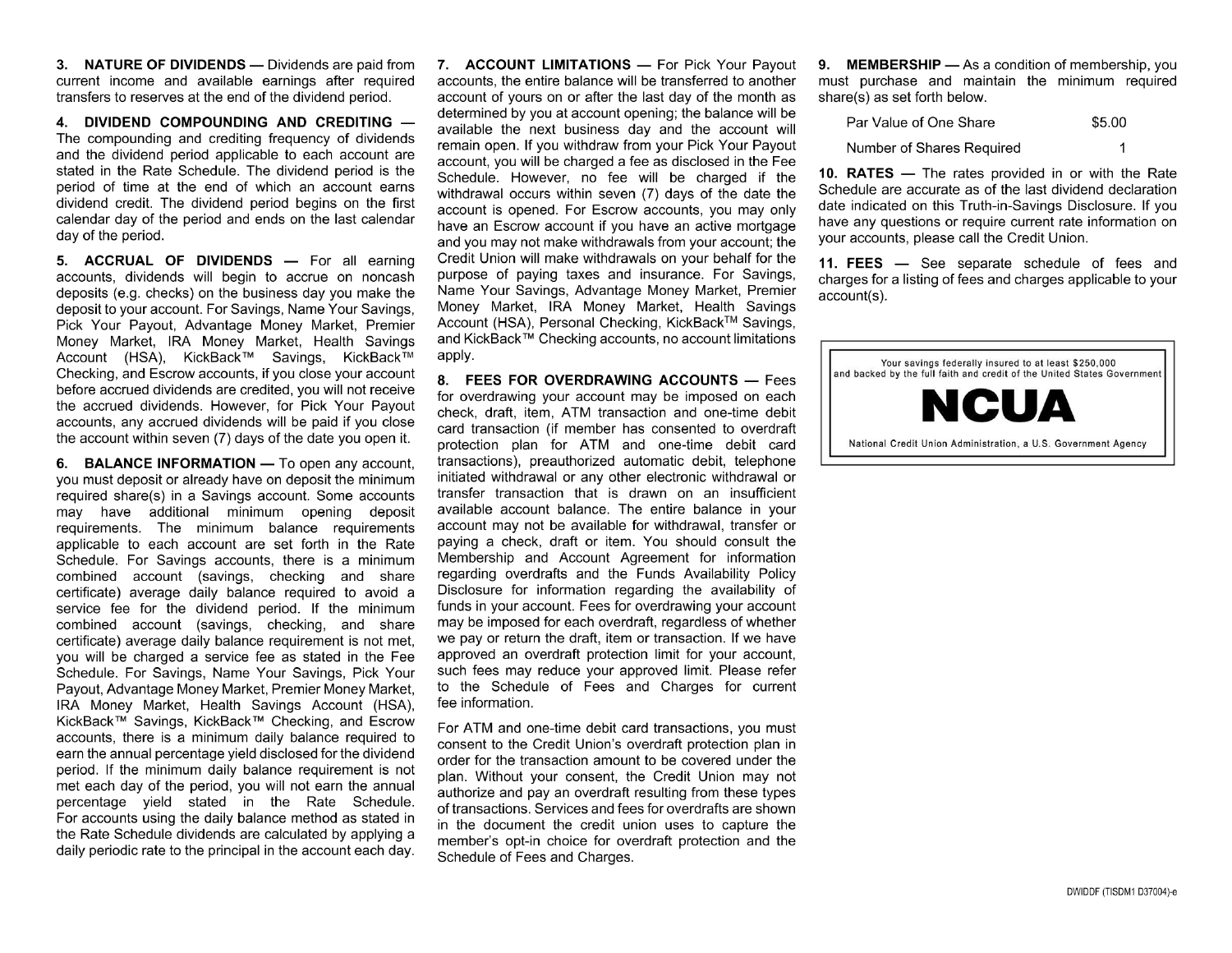**3. NATURE OF DIVIDENDS** — Dividends are paid from current income and available earnings after required transfers to reserves at the end of the dividend period.

**4. DIVIDEND COMPOUNDING AND CREDITING** — The compounding and crediting frequency of dividends and the dividend period applicable to each account are stated in the Rate Schedule. The dividend period is the period of time at the end of which an account earns dividend credit. The dividend period begins on the first calendar day of the period and ends on the last calendar day of the period.

**5. ACCRUAL OF DIVIDENDS** — For all earning accounts, dividends will begin to accrue on noncash deposits (e.g. checks) on the business day you make the deposit to your account. For Savings, Name Your Savings, Pick Your Payout, Advantage Money Market, Premier Money Market, IRA Money Market, Health Savings Account (HSA), KickBack™ Savings, KickBack™ Checking, and Escrow accounts, if you close your account before accrued dividends are credited, you will not receive the accrued dividends. However, for Pick Your Payout accounts, any accrued dividends will be paid if you close the account within seven (7) days of the date you open it.

**6. BALANCE INFORMATION** — To open any account, you must deposit or already have on deposit the minimum required share(s) in a Savings account. Some accounts may have additional minimum opening deposit requirements. The minimum balance requirements applicable to each account are set forth in the Rate Schedule. For Savings Accounts, there is a minimum combined account (savings, checking and share certificate) average daily balance required to avoid a service fee for the dividend period. If the minimum combined account (savings, checking, and share certificate) average daily balance requirement is not met, you will be charged a service fee as stated in the Fee Schedule. For Savings, Name Your Savings, Pick Your Payout, Advantage Money Market, Premier Money Market, IRA Money Market, Health Savings Account (HSA), KickBack™ Savings, KickBack™ Checking, and Escrow accounts, there is a minimum daily balance required to earn the annual percentage yield disclosed for the dividend period. If the minimum daily balance requirement is not met each day of the period, you will not earn the annual percentage yield stated in the Rate Schedule. For accounts using the daily balance method as stated in the Rate Schedule dividends are calculated by applying a daily periodic rate to the principal in the account each day.

**7. ACCOUNT LIMITATIONS** — For Pick Your Payout accounts, the entire balance will be transferred to another account of yours on or after the last day of the month as determined by you at account opening; the balance will be available the next business day and the account will remain open. If you withdraw from your Pick Your Payout account, you will be charged a fee as disclosed in the Fee Schedule. However, no fee will be charged if the withdrawal occurs within seven (7) days of the date the account is opened. For Escrow accounts, you may only have an Escrow account if you have an active mortgage and you may not make withdrawals from your account; the Credit Union will make withdrawals on your behalf for the purpose of paying taxes and insurance. For Savings, Name Your Savings, Advantage Money Market, Premier Money Market, IRA Money Market, Health Savings Account (HSA), Personal Checking, KickBack™ Savings, and KickBack™ Checking accounts, no account limitations apply.

**8. FEES FOR OVERDRAWING ACCOUNTS** — Fees for overdrawing your account may be imposed on each check, draft, item, ATM transaction and one-time debit card transaction (if member has consented to overdraft protection plan for ATM and one-time debit card transactions), preauthorized automatic debit, telephone initiated withdrawal or any other electronic withdrawal or transfer transaction that is drawn on an insufficient available account balance. The entire balance in your account may not be available for withdrawal, transfer or paying a check, draft or item. You should consult the Membership and Account Agreement for information regarding overdrafts and the Funds Availability Policy Disclosure for information regarding the availability of funds in your account. Fees for overdrawing your account may be imposed for each overdraft, regardless of whether we pay or return the draft, item or transaction. If we have approved an overdraft protection limit for your account, such fees may reduce your approved limit. Please refer to the Schedule of Fees and Charges for current fee information.

For ATM and one-time debit card transactions, you must consent to the Credit Union's overdraft protection plan in order for the transaction amount to be covered under the plan. Without your consent, the Credit Union may not authorize and pay an overdraft resulting from these types of transactions. Services and fees for overdrafts are shown in the document the credit union uses to capture the member's opt-in choice for overdraft protection and the Schedule of Fees and Charges.

**9. MEMBERSHIP** — As a condition of membership, you must purchase and maintain the minimum required share(s) as set forth below.

| | |
|---|---|
| Par Value of One Share | $5.00 |
| Number of Shares Required | 1 |

**10. RATES** — The rates provided in or with the Rate Schedule are accurate as of the last dividend declaration date indicated on this Truth-in-Savings Disclosure. If you have any questions or require current rate information on your accounts, please call the Credit Union.

**11. FEES** — See separate schedule of fees and charges for a listing of fees and charges applicable to your account(s).

Your savings federally insured to at least $250,000
and backed by the full faith and credit of the United States Government

**NCUA**

National Credit Union Administration, a U.S. Government Agency

DWIDDF (TISDM1 D37004)-e